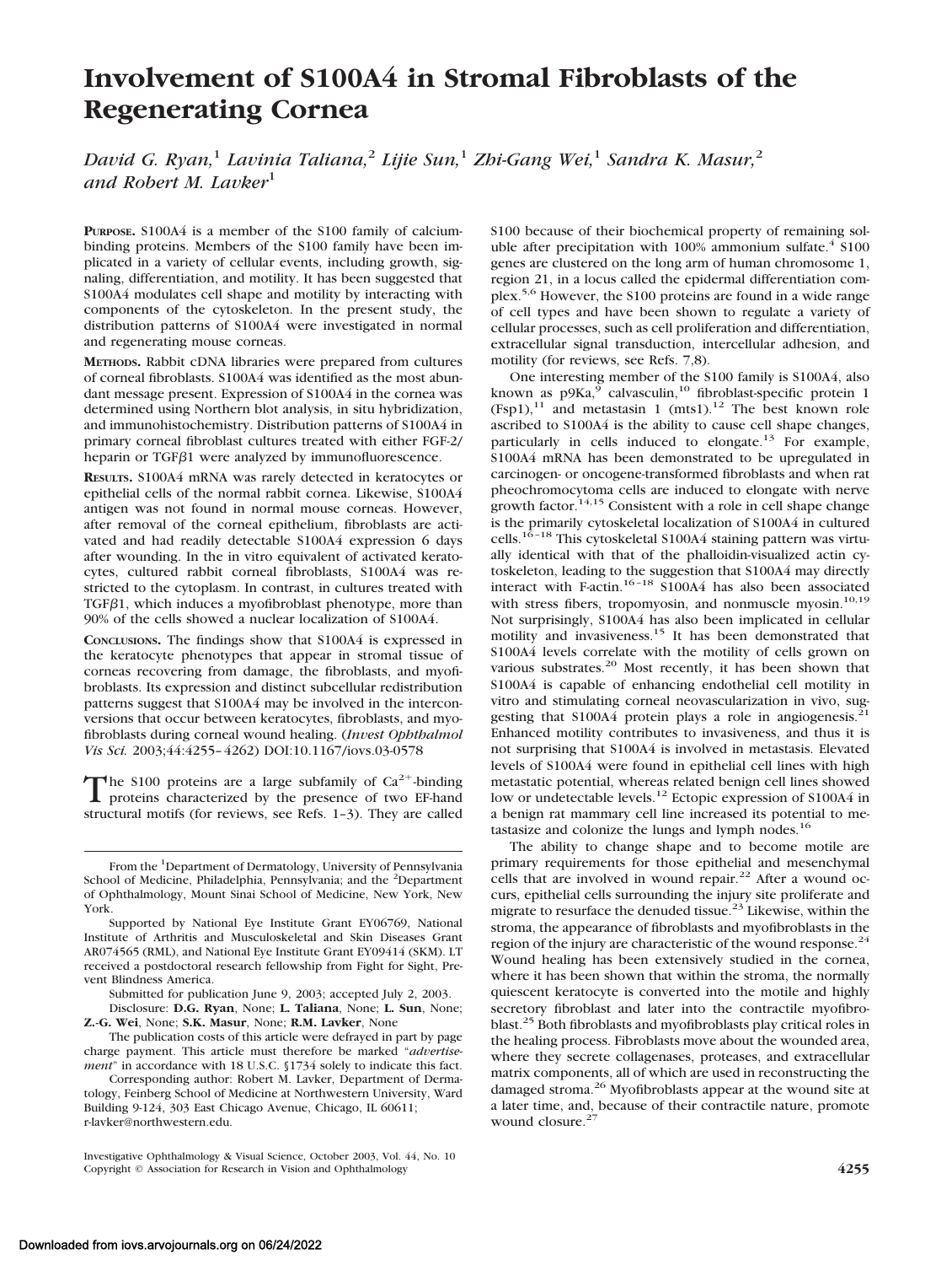# Involvement of S100A4 in Stromal Fibroblasts of the Regenerating Cornea

*David G. Ryan,[1] Lavinia Taliana,[2] Lijie Sun,[1] Zhi-Gang Wei,[1] Sandra K. Masur,[2] and Robert M. Lavker[1]*

**PURPOSE.** S100A4 is a member of the S100 family of calcium-binding proteins. Members of the S100 family have been implicated in a variety of cellular events, including growth, signaling, differentiation, and motility. It has been suggested that S100A4 modulates cell shape and motility by interacting with components of the cytoskeleton. In the present study, the distribution patterns of S100A4 were investigated in normal and regenerating mouse corneas.

**METHODS.** Rabbit cDNA libraries were prepared from cultures of corneal fibroblasts. S100A4 was identified as the most abundant message present. Expression of S100A4 in the cornea was determined using Northern blot analysis, in situ hybridization, and immunohistochemistry. Distribution patterns of S100A4 in primary corneal fibroblast cultures treated with either FGF-2/heparin or TGF$\beta$1 were analyzed by immunofluorescence.

**RESULTS.** S100A4 mRNA was rarely detected in keratocytes or epithelial cells of the normal rabbit cornea. Likewise, S100A4 antigen was not found in normal mouse corneas. However, after removal of the corneal epithelium, fibroblasts are activated and had readily detectable S100A4 expression 6 days after wounding. In the in vitro equivalent of activated keratocytes, cultured rabbit corneal fibroblasts, S100A4 was restricted to the cytoplasm. In contrast, in cultures treated with TGF$\beta$1, which induces a myofibroblast phenotype, more than 90% of the cells showed a nuclear localization of S100A4.

**CONCLUSIONS.** The findings show that S100A4 is expressed in the keratocyte phenotypes that appear in stromal tissue of corneas recovering from damage, the fibroblasts, and myofibroblasts. Its expression and distinct subcellular redistribution patterns suggest that S100A4 may be involved in the interconversions that occur between keratocytes, fibroblasts, and myofibroblasts during corneal wound healing. (*Invest Ophthalmol Vis Sci.* 2003;44:4255–4262) DOI:10.1167/iovs.03-0578

The S100 proteins are a large subfamily of $Ca^{2+}$-binding proteins characterized by the presence of two EF-hand structural motifs (for reviews, see Refs. 1–3). They are called S100 because of their biochemical property of remaining soluble after precipitation with 100% ammonium sulfate.[4] S100 genes are clustered on the long arm of human chromosome 1, region 21, in a locus called the epidermal differentiation complex.[5,6] However, the S100 proteins are found in a wide range of cell types and have been shown to regulate a variety of cellular processes, such as cell proliferation and differentiation, extracellular signal transduction, intercellular adhesion, and motility (for reviews, see Refs. 7,8).

One interesting member of the S100 family is S100A4, also known as p9Ka,[9] calvasculin,[10] fibroblast-specific protein 1 (Fsp1),[11] and metastasin 1 (mts1).[12] The best known role ascribed to S100A4 is the ability to cause cell shape changes, particularly in cells induced to elongate.[13] For example, S100A4 mRNA has been demonstrated to be upregulated in carcinogen- or oncogene-transformed fibroblasts and when rat pheochromocytoma cells are induced to elongate with nerve growth factor.[14,15] Consistent with a role in cell shape change is the primarily cytoskeletal localization of S100A4 in cultured cells.[16–18] This cytoskeletal S100A4 staining pattern was virtually identical with that of the phalloidin-visualized actin cytoskeleton, leading to the suggestion that S100A4 may directly interact with F-actin.[16–18] S100A4 has also been associated with stress fibers, tropomyosin, and nonmuscle myosin.[10,19] Not surprisingly, S100A4 has also been implicated in cellular motility and invasiveness.[15] It has been demonstrated that S100A4 levels correlate with the motility of cells grown on various substrates.[20] Most recently, it has been shown that S100A4 is capable of enhancing endothelial cell motility in vitro and stimulating corneal neovascularization in vivo, suggesting that S100A4 protein plays a role in angiogenesis.[21] Enhanced motility contributes to invasiveness, and thus it is not surprising that S100A4 is involved in metastasis. Elevated levels of S100A4 were found in epithelial cell lines with high metastatic potential, whereas related benign cell lines showed low or undetectable levels.[12] Ectopic expression of S100A4 in a benign rat mammary cell line increased its potential to metastasize and colonize the lungs and lymph nodes.[16]

The ability to change shape and to become motile are primary requirements for those epithelial and mesenchymal cells that are involved in wound repair.[22] After a wound occurs, epithelial cells surrounding the injury site proliferate and migrate to resurface the denuded tissue.[23] Likewise, within the stroma, the appearance of fibroblasts and myofibroblasts in the region of the injury are characteristic of the wound response.[24] Wound healing has been extensively studied in the cornea, where it has been shown that within the stroma, the normally quiescent keratocyte is converted into the motile and highly secretory fibroblast and later into the contractile myofibroblast.[25] Both fibroblasts and myofibroblasts play critical roles in the healing process. Fibroblasts move about the wounded area, where they secrete collagenases, proteases, and extracellular matrix components, all of which are used in reconstructing the damaged stroma.[26] Myofibroblasts appear at the wound site at a later time, and, because of their contractile nature, promote wound closure.[27]

From the [1]Department of Dermatology, University of Pennsylvania School of Medicine, Philadelphia, Pennsylvania; and the [2]Department of Ophthalmology, Mount Sinai School of Medicine, New York, New York.

Supported by National Eye Institute Grant EY06769, National Institute of Arthritis and Musculoskeletal and Skin Diseases Grant AR074565 (RML), and National Eye Institute Grant EY09414 (SKM). LT received a postdoctoral research fellowship from Fight for Sight, Prevent Blindness America.

Submitted for publication June 9, 2003; accepted July 2, 2003.

Disclosure: **D.G. Ryan**, None; **L. Taliana**, None; **L. Sun**, None; **Z.-G. Wei**, None; **S.K. Masur**, None; **R.M. Lavker**, None

The publication costs of this article were defrayed in part by page charge payment. This article must therefore be marked "*advertisement*" in accordance with 18 U.S.C. §1734 solely to indicate this fact.

Corresponding author: Robert M. Lavker, Department of Dermatology, Feinberg School of Medicine at Northwestern University, Ward Building 9-124, 303 East Chicago Avenue, Chicago, IL 60611; r-lavker@northwestern.edu.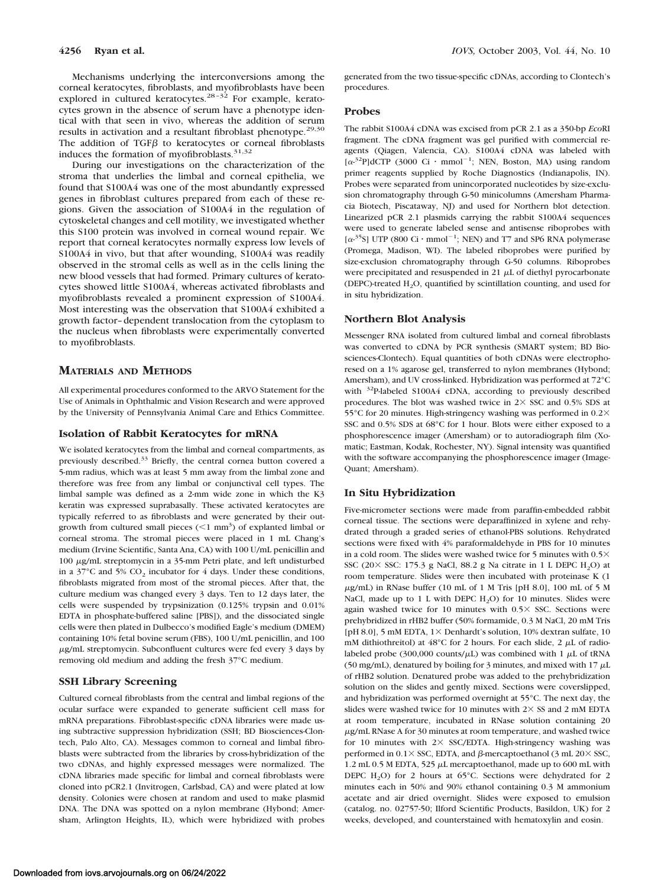Mechanisms underlying the interconversions among the corneal keratocytes, fibroblasts, and myofibroblasts have been explored in cultured keratocytes.[28–32] For example, keratocytes grown in the absence of serum have a phenotype identical with that seen in vivo, whereas the addition of serum results in activation and a resultant fibroblast phenotype.[29,30] The addition of TGFβ to keratocytes or corneal fibroblasts induces the formation of myofibroblasts.[31,32]

During our investigations on the characterization of the stroma that underlies the limbal and corneal epithelia, we found that S100A4 was one of the most abundantly expressed genes in fibroblast cultures prepared from each of these regions. Given the association of S100A4 in the regulation of cytoskeletal changes and cell motility, we investigated whether this S100 protein was involved in corneal wound repair. We report that corneal keratocytes normally express low levels of S100A4 in vivo, but that after wounding, S100A4 was readily observed in the stromal cells as well as in the cells lining the new blood vessels that had formed. Primary cultures of keratocytes showed little S100A4, whereas activated fibroblasts and myofibroblasts revealed a prominent expression of S100A4. Most interesting was the observation that S100A4 exhibited a growth factor–dependent translocation from the cytoplasm to the nucleus when fibroblasts were experimentally converted to myofibroblasts.

## MATERIALS AND METHODS

All experimental procedures conformed to the ARVO Statement for the Use of Animals in Ophthalmic and Vision Research and were approved by the University of Pennsylvania Animal Care and Ethics Committee.

### Isolation of Rabbit Keratocytes for mRNA

We isolated keratocytes from the limbal and corneal compartments, as previously described.[33] Briefly, the central cornea button covered a 5-mm radius, which was at least 5 mm away from the limbal zone and therefore was free from any limbal or conjunctival cell types. The limbal sample was defined as a 2-mm wide zone in which the K3 keratin was expressed suprabasally. These activated keratocytes are typically referred to as fibroblasts and were generated by their outgrowth from cultured small pieces (<1 $mm^3$) of explanted limbal or corneal stroma. The stromal pieces were placed in 1 mL Chang's medium (Irvine Scientific, Santa Ana, CA) with 100 U/mL penicillin and 100 μg/mL streptomycin in a 35-mm Petri plate, and left undisturbed in a 37°C and 5% $CO_2$ incubator for 4 days. Under these conditions, fibroblasts migrated from most of the stromal pieces. After that, the culture medium was changed every 3 days. Ten to 12 days later, the cells were suspended by trypsinization (0.125% trypsin and 0.01% EDTA in phosphate-buffered saline [PBS]), and the dissociated single cells were then plated in Dulbecco's modified Eagle's medium (DMEM) containing 10% fetal bovine serum (FBS), 100 U/mL penicillin, and 100 μg/mL streptomycin. Subconfluent cultures were fed every 3 days by removing old medium and adding the fresh 37°C medium.

### SSH Library Screening

Cultured corneal fibroblasts from the central and limbal regions of the ocular surface were expanded to generate sufficient cell mass for mRNA preparations. Fibroblast-specific cDNA libraries were made using subtractive suppression hybridization (SSH; BD Biosciences-Clontech, Palo Alto, CA). Messages common to corneal and limbal fibroblasts were subtracted from the libraries by cross-hybridization of the two cDNAs, and highly expressed messages were normalized. The cDNA libraries made specific for limbal and corneal fibroblasts were cloned into pCR2.1 (Invitrogen, Carlsbad, CA) and were plated at low density. Colonies were chosen at random and used to make plasmid DNA. The DNA was spotted on a nylon membrane (Hybond; Amersham, Arlington Heights, IL), which were hybridized with probes generated from the two tissue-specific cDNAs, according to Clontech's procedures.

### Probes

The rabbit S100A4 cDNA was excised from pCR 2.1 as a 350-bp *Eco*RI fragment. The cDNA fragment was gel purified with commercial reagents (Qiagen, Valencia, CA). S100A4 cDNA was labeled with [$\alpha$-$^{32}$P]dCTP (3000 Ci · $mmol^{-1}$; NEN, Boston, MA) using random primer reagents supplied by Roche Diagnostics (Indianapolis, IN). Probes were separated from unincorporated nucleotides by size-exclusion chromatography through G-50 minicolumns (Amersham Pharmacia Biotech, Piscataway, NJ) and used for Northern blot detection. Linearized pCR 2.1 plasmids carrying the rabbit S100A4 sequences were used to generate labeled sense and antisense riboprobes with [$\alpha$-$^{35}$S] UTP (800 Ci · $mmol^{-1}$; NEN) and T7 and SP6 RNA polymerase (Promega, Madison, WI). The labeled riboprobes were purified by size-exclusion chromatography through G-50 columns. Riboprobes were precipitated and resuspended in 21 μL of diethyl pyrocarbonate (DEPC)-treated $H_2O$, quantified by scintillation counting, and used for in situ hybridization.

### Northern Blot Analysis

Messenger RNA isolated from cultured limbal and corneal fibroblasts was converted to cDNA by PCR synthesis (SMART system; BD Biosciences-Clontech). Equal quantities of both cDNAs were electrophoresed on a 1% agarose gel, transferred to nylon membranes (Hybond; Amersham), and UV cross-linked. Hybridization was performed at 72°C with $^{32}$P-labeled S100A4 cDNA, according to previously described procedures. The blot was washed twice in 2× SSC and 0.5% SDS at 55°C for 20 minutes. High-stringency washing was performed in 0.2× SSC and 0.5% SDS at 68°C for 1 hour. Blots were either exposed to a phosphorescence imager (Amersham) or to autoradiograph film (Xomatic; Eastman, Kodak, Rochester, NY). Signal intensity was quantified with the software accompanying the phosphorescence imager (ImageQuant; Amersham).

### In Situ Hybridization

Five-micrometer sections were made from paraffin-embedded rabbit corneal tissue. The sections were deparaffinized in xylene and rehydrated through a graded series of ethanol-PBS solutions. Rehydrated sections were fixed with 4% paraformaldehyde in PBS for 10 minutes in a cold room. The slides were washed twice for 5 minutes with 0.5× SSC (20× SSC: 175.3 g NaCl, 88.2 g Na citrate in 1 L DEPC $H_2O$) at room temperature. Slides were then incubated with proteinase K (1 μg/mL) in RNase buffer (10 mL of 1 M Tris [pH 8.0], 100 mL of 5 M NaCl, made up to 1 L with DEPC $H_2O$) for 10 minutes. Slides were again washed twice for 10 minutes with 0.5× SSC. Sections were prehybridized in rHB2 buffer (50% formamide, 0.3 M NaCl, 20 mM Tris [pH 8.0], 5 mM EDTA, 1× Denhardt's solution, 10% dextran sulfate, 10 mM dithiothreitol) at 48°C for 2 hours. For each slide, 2 μL of radiolabeled probe (300,000 counts/μL) was combined with 1 μL of tRNA (50 mg/mL), denatured by boiling for 3 minutes, and mixed with 17 μL of rHB2 solution. Denatured probe was added to the prehybridization solution on the slides and gently mixed. Sections were coverslipped, and hybridization was performed overnight at 55°C. The next day, the slides were washed twice for 10 minutes with 2× SS and 2 mM EDTA at room temperature, incubated in RNase solution containing 20 μg/mL RNase A for 30 minutes at room temperature, and washed twice for 10 minutes with 2× SSC/EDTA. High-stringency washing was performed in 0.1× SSC, EDTA, and β-mercaptoethanol (3 mL 20× SSC, 1.2 mL 0.5 M EDTA, 525 μL mercaptoethanol, made up to 600 mL with DEPC $H_2O$) for 2 hours at 65°C. Sections were dehydrated for 2 minutes each in 50% and 90% ethanol containing 0.3 M ammonium acetate and air dried overnight. Slides were exposed to emulsion (catalog. no. 02757-50; Ilford Scientific Products, Basildon, UK) for 2 weeks, developed, and counterstained with hematoxylin and eosin.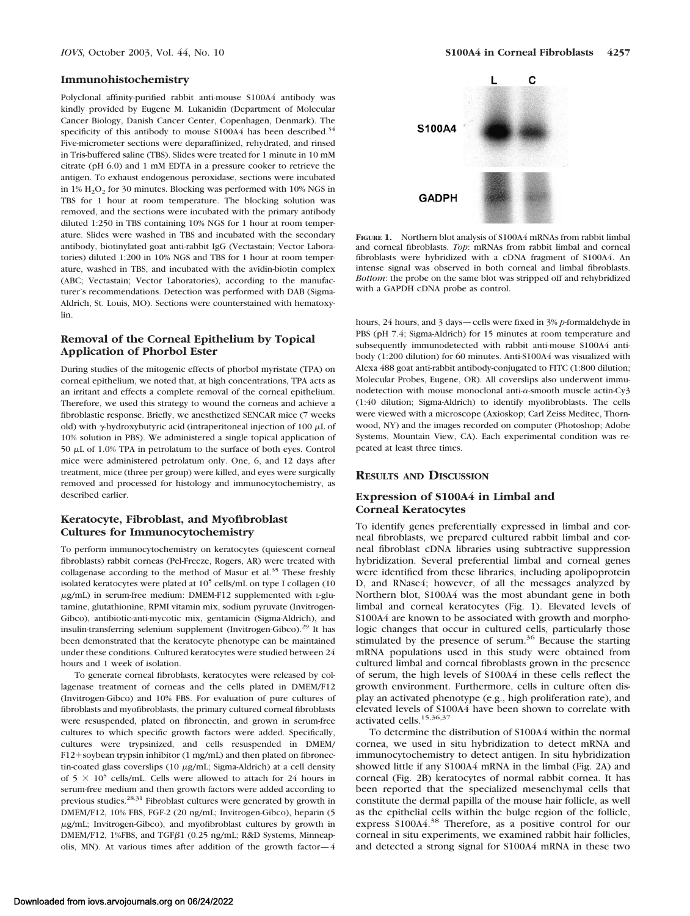### Immunohistochemistry

Polyclonal affinity-purified rabbit anti-mouse S100A4 antibody was kindly provided by Eugene M. Lukanidin (Department of Molecular Cancer Biology, Danish Cancer Center, Copenhagen, Denmark). The specificity of this antibody to mouse S100A4 has been described.[34] Five-micrometer sections were deparaffinized, rehydrated, and rinsed in Tris-buffered saline (TBS). Slides were treated for 1 minute in 10 mM citrate (pH 6.0) and 1 mM EDTA in a pressure cooker to retrieve the antigen. To exhaust endogenous peroxidase, sections were incubated in 1% $H_2O_2$ for 30 minutes. Blocking was performed with 10% NGS in TBS for 1 hour at room temperature. The blocking solution was removed, and the sections were incubated with the primary antibody diluted 1:250 in TBS containing 10% NGS for 1 hour at room temperature. Slides were washed in TBS and incubated with the secondary antibody, biotinylated goat anti-rabbit IgG (Vectastain; Vector Laboratories) diluted 1:200 in 10% NGS and TBS for 1 hour at room temperature, washed in TBS, and incubated with the avidin-biotin complex (ABC; Vectastain; Vector Laboratories), according to the manufacturer's recommendations. Detection was performed with DAB (Sigma-Aldrich, St. Louis, MO). Sections were counterstained with hematoxylin.

### Removal of the Corneal Epithelium by Topical Application of Phorbol Ester

During studies of the mitogenic effects of phorbol myristate (TPA) on corneal epithelium, we noted that, at high concentrations, TPA acts as an irritant and effects a complete removal of the corneal epithelium. Therefore, we used this strategy to wound the corneas and achieve a fibroblastic response. Briefly, we anesthetized SENCAR mice (7 weeks old) with γ-hydroxybutyric acid (intraperitoneal injection of 100 μL of 10% solution in PBS). We administered a single topical application of 50 μL of 1.0% TPA in petrolatum to the surface of both eyes. Control mice were administered petrolatum only. One, 6, and 12 days after treatment, mice (three per group) were killed, and eyes were surgically removed and processed for histology and immunocytochemistry, as described earlier.

### Keratocyte, Fibroblast, and Myofibroblast Cultures for Immunocytochemistry

To perform immunocytochemistry on keratocytes (quiescent corneal fibroblasts) rabbit corneas (Pel-Freeze, Rogers, AR) were treated with collagenase according to the method of Masur et al.[35] These freshly isolated keratocytes were plated at $10^5$ cells/mL on type I collagen (10 μg/mL) in serum-free medium: DMEM-F12 supplemented with L-glutamine, glutathionine, RPMI vitamin mix, sodium pyruvate (Invitrogen-Gibco), antibiotic-anti-mycotic mix, gentamicin (Sigma-Aldrich), and insulin-transferring selenium supplement (Invitrogen-Gibco).[29] It has been demonstrated that the keratocyte phenotype can be maintained under these conditions. Cultured keratocytes were studied between 24 hours and 1 week of isolation.

To generate corneal fibroblasts, keratocytes were released by collagenase treatment of corneas and the cells plated in DMEM/F12 (Invitrogen-Gibco) and 10% FBS. For evaluation of pure cultures of fibroblasts and myofibroblasts, the primary cultured corneal fibroblasts were resuspended, plated on fibronectin, and grown in serum-free cultures to which specific growth factors were added. Specifically, cultures were trypsinized, and cells resuspended in DMEM/F12+soybean trypsin inhibitor (1 mg/mL) and then plated on fibronectin-coated glass coverslips (10 μg/mL; Sigma-Aldrich) at a cell density of $5 \times 10^5$ cells/mL. Cells were allowed to attach for 24 hours in serum-free medium and then growth factors were added according to previous studies.[28,31] Fibroblast cultures were generated by growth in DMEM/F12, 10% FBS, FGF-2 (20 ng/mL; Invitrogen-Gibco), heparin (5 μg/mL; Invitrogen-Gibco), and myofibroblast cultures by growth in DMEM/F12, 1%FBS, and TGFβ1 (0.25 ng/mL; R&D Systems, Minneapolis, MN). At various times after addition of the growth factor—4 hours, 24 hours, and 3 days—cells were fixed in 3% *p*-formaldehyde in PBS (pH 7.4; Sigma-Aldrich) for 15 minutes at room temperature and subsequently immunodetected with rabbit anti-mouse S100A4 antibody (1:200 dilution) for 60 minutes. Anti-S100A4 was visualized with Alexa 488 goat anti-rabbit antibody-conjugated to FITC (1:800 dilution; Molecular Probes, Eugene, OR). All coverslips also underwent immunodetection with mouse monoclonal anti-α-smooth muscle actin-Cy3 (1:40 dilution; Sigma-Aldrich) to identify myofibroblasts. The cells were viewed with a microscope (Axioskop; Carl Zeiss Meditec, Thornwood, NY) and the images recorded on computer (Photoshop; Adobe Systems, Mountain View, CA). Each experimental condition was repeated at least three times.

L C

S100A4

GADPH

**FIGURE 1.** Northern blot analysis of S100A4 mRNAs from rabbit limbal and corneal fibroblasts. *Top*: mRNAs from rabbit limbal and corneal fibroblasts were hybridized with a cDNA fragment of S100A4. An intense signal was observed in both corneal and limbal fibroblasts. *Bottom*: the probe on the same blot was stripped off and rehybridized with a GAPDH cDNA probe as control.

## Results and Discussion

### Expression of S100A4 in Limbal and Corneal Keratocytes

To identify genes preferentially expressed in limbal and corneal fibroblasts, we prepared cultured rabbit limbal and corneal fibroblast cDNA libraries using subtractive suppression hybridization. Several preferential limbal and corneal genes were identified from these libraries, including apolipoprotein D, and RNase4; however, of all the messages analyzed by Northern blot, S100A4 was the most abundant gene in both limbal and corneal keratocytes (Fig. 1). Elevated levels of S100A4 are known to be associated with growth and morphologic changes that occur in cultured cells, particularly those stimulated by the presence of serum.[36] Because the starting mRNA populations used in this study were obtained from cultured limbal and corneal fibroblasts grown in the presence of serum, the high levels of S100A4 in these cells reflect the growth environment. Furthermore, cells in culture often display an activated phenotype (e.g., high proliferation rate), and elevated levels of S100A4 have been shown to correlate with activated cells.[15,36,37]

To determine the distribution of S100A4 within the normal cornea, we used in situ hybridization to detect mRNA and immunocytochemistry to detect antigen. In situ hybridization showed little if any S100A4 mRNA in the limbal (Fig. 2A) and corneal (Fig. 2B) keratocytes of normal rabbit cornea. It has been reported that the specialized mesenchymal cells that constitute the dermal papilla of the mouse hair follicle, as well as the epithelial cells within the bulge region of the follicle, express S100A4.[38] Therefore, as a positive control for our corneal in situ experiments, we examined rabbit hair follicles, and detected a strong signal for S100A4 mRNA in these two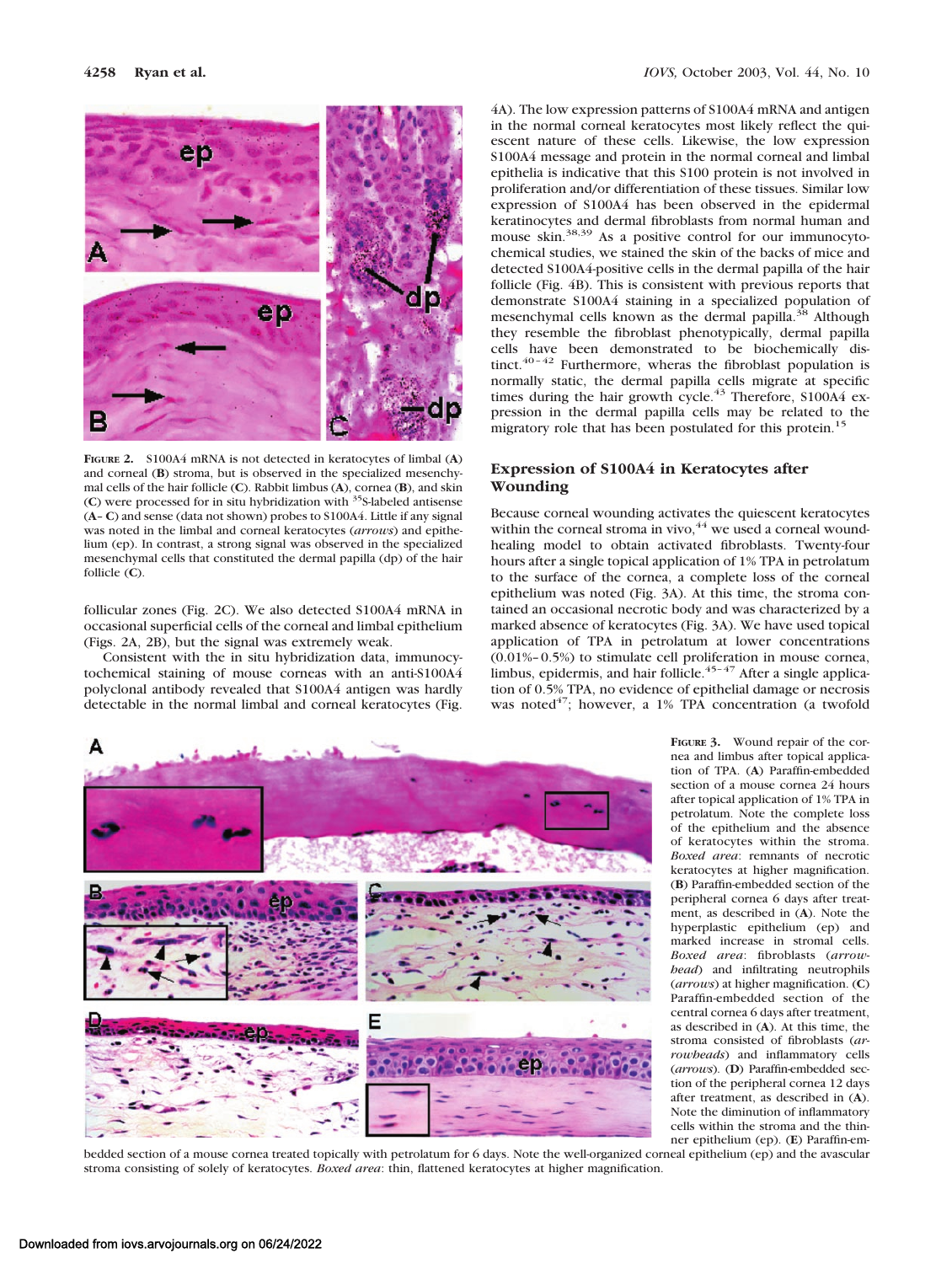**FIGURE 2.** S100A4 mRNA is not detected in keratocytes of limbal (**A**) and corneal (**B**) stroma, but is observed in the specialized mesenchymal cells of the hair follicle (**C**). Rabbit limbus (**A**), cornea (**B**), and skin (**C**) were processed for in situ hybridization with $^{35}$S-labeled antisense (**A**–**C**) and sense (data not shown) probes to S100A4. Little if any signal was noted in the limbal and corneal keratocytes (*arrows*) and epithelium (ep). In contrast, a strong signal was observed in the specialized mesenchymal cells that constituted the dermal papilla (dp) of the hair follicle (**C**).

follicular zones (Fig. 2C). We also detected S100A4 mRNA in occasional superficial cells of the corneal and limbal epithelium (Figs. 2A, 2B), but the signal was extremely weak.

Consistent with the in situ hybridization data, immunocytochemical staining of mouse corneas with an anti-S100A4 polyclonal antibody revealed that S100A4 antigen was hardly detectable in the normal limbal and corneal keratocytes (Fig. 4A). The low expression patterns of S100A4 mRNA and antigen in the normal corneal keratocytes most likely reflect the quiescent nature of these cells. Likewise, the low expression S100A4 message and protein in the normal corneal and limbal epithelia is indicative that this S100 protein is not involved in proliferation and/or differentiation of these tissues. Similar low expression of S100A4 has been observed in the epidermal keratinocytes and dermal fibroblasts from normal human and mouse skin.[38,39] As a positive control for our immunocytochemical studies, we stained the skin of the backs of mice and detected S100A4-positive cells in the dermal papilla of the hair follicle (Fig. 4B). This is consistent with previous reports that demonstrate S100A4 staining in a specialized population of mesenchymal cells known as the dermal papilla.[38] Although they resemble the fibroblast phenotypically, dermal papilla cells have been demonstrated to be biochemically distinct.[40–42] Furthermore, wheras the fibroblast population is normally static, the dermal papilla cells migrate at specific times during the hair growth cycle.[43] Therefore, S100A4 expression in the dermal papilla cells may be related to the migratory role that has been postulated for this protein.[15]

## Expression of S100A4 in Keratocytes after Wounding

Because corneal wounding activates the quiescent keratocytes within the corneal stroma in vivo,[44] we used a corneal wound-healing model to obtain activated fibroblasts. Twenty-four hours after a single topical application of 1% TPA in petrolatum to the surface of the cornea, a complete loss of the corneal epithelium was noted (Fig. 3A). At this time, the stroma contained an occasional necrotic body and was characterized by a marked absence of keratocytes (Fig. 3A). We have used topical application of TPA in petrolatum at lower concentrations (0.01%–0.5%) to stimulate cell proliferation in mouse cornea, limbus, epidermis, and hair follicle.[45–47] After a single application of 0.5% TPA, no evidence of epithelial damage or necrosis was noted[47]; however, a 1% TPA concentration (a twofold

**FIGURE 3.** Wound repair of the cornea and limbus after topical application of TPA. (**A**) Paraffin-embedded section of a mouse cornea 24 hours after topical application of 1% TPA in petrolatum. Note the complete loss of the epithelium and the absence of keratocytes within the stroma. *Boxed area*: remnants of necrotic keratocytes at higher magnification. (**B**) Paraffin-embedded section of the peripheral cornea 6 days after treatment, as described in (**A**). Note the hyperplastic epithelium (ep) and marked increase in stromal cells. *Boxed area*: fibroblasts (*arrowhead*) and infiltrating neutrophils (*arrows*) at higher magnification. (**C**) Paraffin-embedded section of the central cornea 6 days after treatment, as described in (**A**). At this time, the stroma consisted of fibroblasts (*arrowheads*) and inflammatory cells (*arrows*). (**D**) Paraffin-embedded section of the peripheral cornea 12 days after treatment, as described in (**A**). Note the diminution of inflammatory cells within the stroma and the thinner epithelium (ep). (**E**) Paraffin-embedded section of a mouse cornea treated topically with petrolatum for 6 days. Note the well-organized corneal epithelium (ep) and the avascular stroma consisting of solely of keratocytes. *Boxed area*: thin, flattened keratocytes at higher magnification.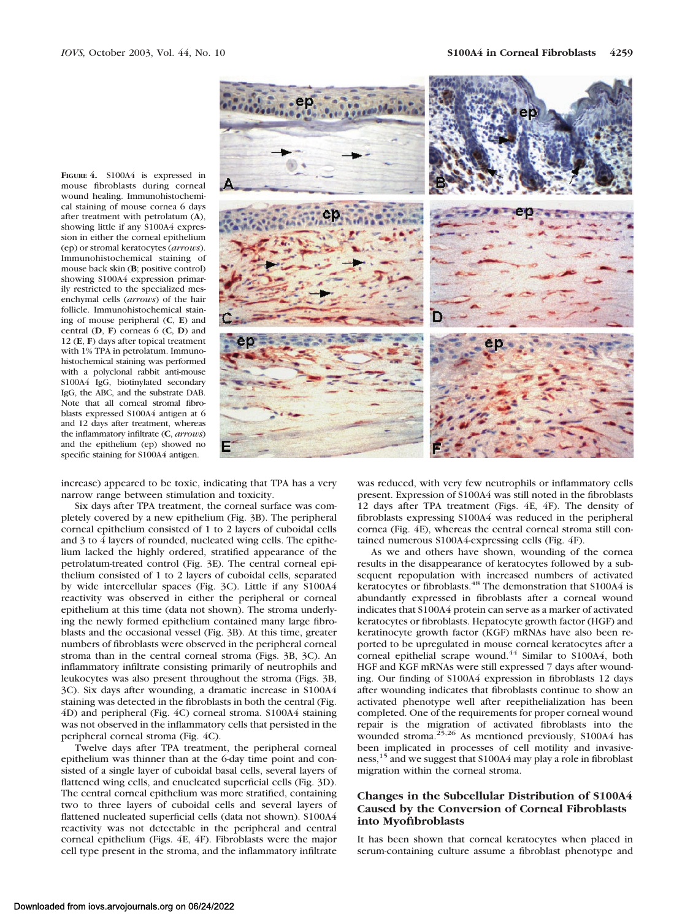**FIGURE 4.** S100A4 is expressed in mouse fibroblasts during corneal wound healing. Immunohistochemical staining of mouse cornea 6 days after treatment with petrolatum (**A**), showing little if any S100A4 expression in either the corneal epithelium (ep) or stromal keratocytes (*arrows*). Immunohistochemical staining of mouse back skin (**B**; positive control) showing S100A4 expression primarily restricted to the specialized mesenchymal cells (*arrows*) of the hair follicle. Immunohistochemical staining of mouse peripheral (**C**, **E**) and central (**D**, **F**) corneas 6 (**C**, **D**) and 12 (**E**, **F**) days after topical treatment with 1% TPA in petrolatum. Immunohistochemical staining was performed with a polyclonal rabbit anti-mouse S100A4 IgG, biotinylated secondary IgG, the ABC, and the substrate DAB. Note that all corneal stromal fibroblasts expressed S100A4 antigen at 6 and 12 days after treatment, whereas the inflammatory infiltrate (**C**, *arrows*) and the epithelium (ep) showed no specific staining for S100A4 antigen.

increase) appeared to be toxic, indicating that TPA has a very narrow range between stimulation and toxicity.

Six days after TPA treatment, the corneal surface was completely covered by a new epithelium (Fig. 3B). The peripheral corneal epithelium consisted of 1 to 2 layers of cuboidal cells and 3 to 4 layers of rounded, nucleated wing cells. The epithelium lacked the highly ordered, stratified appearance of the petrolatum-treated control (Fig. 3E). The central corneal epithelium consisted of 1 to 2 layers of cuboidal cells, separated by wide intercellular spaces (Fig. 3C). Little if any S100A4 reactivity was observed in either the peripheral or corneal epithelium at this time (data not shown). The stroma underlying the newly formed epithelium contained many large fibroblasts and the occasional vessel (Fig. 3B). At this time, greater numbers of fibroblasts were observed in the peripheral corneal stroma than in the central corneal stroma (Figs. 3B, 3C). An inflammatory infiltrate consisting primarily of neutrophils and leukocytes was also present throughout the stroma (Figs. 3B, 3C). Six days after wounding, a dramatic increase in S100A4 staining was detected in the fibroblasts in both the central (Fig. 4D) and peripheral (Fig. 4C) corneal stroma. S100A4 staining was not observed in the inflammatory cells that persisted in the peripheral corneal stroma (Fig. 4C).

Twelve days after TPA treatment, the peripheral corneal epithelium was thinner than at the 6-day time point and consisted of a single layer of cuboidal basal cells, several layers of flattened wing cells, and enucleated superficial cells (Fig. 3D). The central corneal epithelium was more stratified, containing two to three layers of cuboidal cells and several layers of flattened nucleated superficial cells (data not shown). S100A4 reactivity was not detectable in the peripheral and central corneal epithelium (Figs. 4E, 4F). Fibroblasts were the major cell type present in the stroma, and the inflammatory infiltrate was reduced, with very few neutrophils or inflammatory cells present. Expression of S100A4 was still noted in the fibroblasts 12 days after TPA treatment (Figs. 4E, 4F). The density of fibroblasts expressing S100A4 was reduced in the peripheral cornea (Fig. 4E), whereas the central corneal stroma still contained numerous S100A4-expressing cells (Fig. 4F).

As we and others have shown, wounding of the cornea results in the disappearance of keratocytes followed by a subsequent repopulation with increased numbers of activated keratocytes or fibroblasts.[48] The demonstration that S100A4 is abundantly expressed in fibroblasts after a corneal wound indicates that S100A4 protein can serve as a marker of activated keratocytes or fibroblasts. Hepatocyte growth factor (HGF) and keratinocyte growth factor (KGF) mRNAs have also been reported to be upregulated in mouse corneal keratocytes after a corneal epithelial scrape wound.[44] Similar to S100A4, both HGF and KGF mRNAs were still expressed 7 days after wounding. Our finding of S100A4 expression in fibroblasts 12 days after wounding indicates that fibroblasts continue to show an activated phenotype well after reepithelialization has been completed. One of the requirements for proper corneal wound repair is the migration of activated fibroblasts into the wounded stroma.[25,26] As mentioned previously, S100A4 has been implicated in processes of cell motility and invasiveness,[15] and we suggest that S100A4 may play a role in fibroblast migration within the corneal stroma.

## Changes in the Subcellular Distribution of S100A4 Caused by the Conversion of Corneal Fibroblasts into Myofibroblasts

It has been shown that corneal keratocytes when placed in serum-containing culture assume a fibroblast phenotype and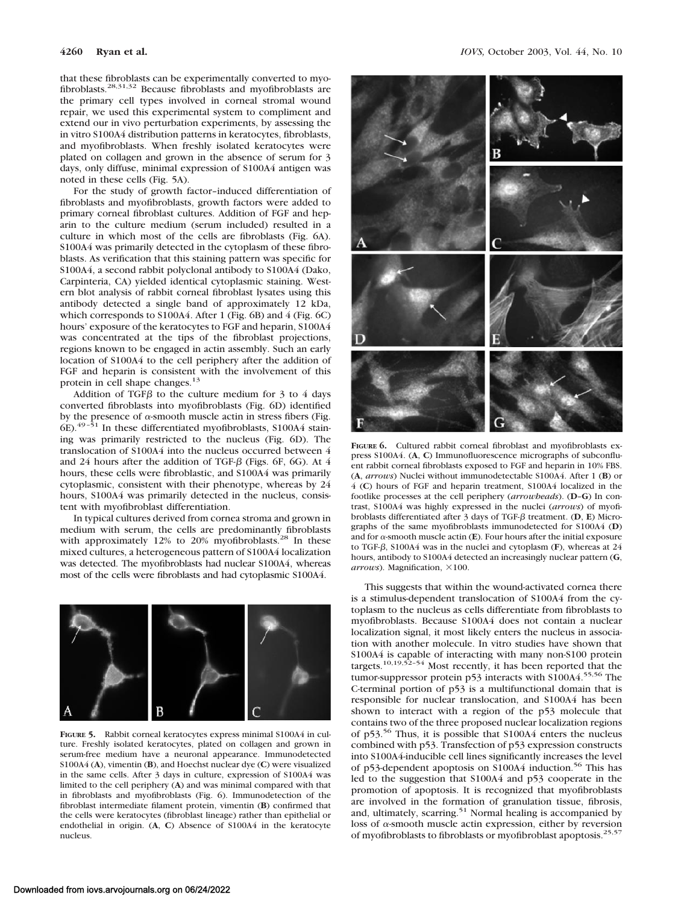that these fibroblasts can be experimentally converted to myofibroblasts.[28,31,32] Because fibroblasts and myofibroblasts are the primary cell types involved in corneal stromal wound repair, we used this experimental system to compliment and extend our in vivo perturbation experiments, by assessing the in vitro S100A4 distribution patterns in keratocytes, fibroblasts, and myofibroblasts. When freshly isolated keratocytes were plated on collagen and grown in the absence of serum for 3 days, only diffuse, minimal expression of S100A4 antigen was noted in these cells (Fig. 5A).

For the study of growth factor–induced differentiation of fibroblasts and myofibroblasts, growth factors were added to primary corneal fibroblast cultures. Addition of FGF and heparin to the culture medium (serum included) resulted in a culture in which most of the cells are fibroblasts (Fig. 6A). S100A4 was primarily detected in the cytoplasm of these fibroblasts. As verification that this staining pattern was specific for S100A4, a second rabbit polyclonal antibody to S100A4 (Dako, Carpinteria, CA) yielded identical cytoplasmic staining. Western blot analysis of rabbit corneal fibroblast lysates using this antibody detected a single band of approximately 12 kDa, which corresponds to S100A4. After 1 (Fig. 6B) and 4 (Fig. 6C) hours' exposure of the keratocytes to FGF and heparin, S100A4 was concentrated at the tips of the fibroblast projections, regions known to be engaged in actin assembly. Such an early location of S100A4 to the cell periphery after the addition of FGF and heparin is consistent with the involvement of this protein in cell shape changes.[13]

Addition of TGFβ to the culture medium for 3 to 4 days converted fibroblasts into myofibroblasts (Fig. 6D) identified by the presence of α-smooth muscle actin in stress fibers (Fig. 6E).[49–51] In these differentiated myofibroblasts, S100A4 staining was primarily restricted to the nucleus (Fig. 6D). The translocation of S100A4 into the nucleus occurred between 4 and 24 hours after the addition of TGF-β (Figs. 6F, 6G). At 4 hours, these cells were fibroblastic, and S100A4 was primarily cytoplasmic, consistent with their phenotype, whereas by 24 hours, S100A4 was primarily detected in the nucleus, consistent with myofibroblast differentiation.

In typical cultures derived from cornea stroma and grown in medium with serum, the cells are predominantly fibroblasts with approximately 12% to 20% myofibroblasts.[28] In these mixed cultures, a heterogeneous pattern of S100A4 localization was detected. The myofibroblasts had nuclear S100A4, whereas most of the cells were fibroblasts and had cytoplasmic S100A4.

A B C

**FIGURE 5.** Rabbit corneal keratocytes express minimal S100A4 in culture. Freshly isolated keratocytes, plated on collagen and grown in serum-free medium have a neuronal appearance. Immunodetected S100A4 (**A**), vimentin (**B**), and Hoechst nuclear dye (**C**) were visualized in the same cells. After 3 days in culture, expression of S100A4 was limited to the cell periphery (**A**) and was minimal compared with that in fibroblasts and myofibroblasts (Fig. 6). Immunodetection of the fibroblast intermediate filament protein, vimentin (**B**) confirmed that the cells were keratocytes (fibroblast lineage) rather than epithelial or endothelial in origin. (**A**, **C**) Absence of S100A4 in the keratocyte nucleus.

A B C D E F G

**FIGURE 6.** Cultured rabbit corneal fibroblast and myofibroblasts express S100A4. (**A**, **C**) Immunofluorescence micrographs of subconfluent rabbit corneal fibroblasts exposed to FGF and heparin in 10% FBS. (**A**, *arrows*) Nuclei without immunodetectable S100A4. After 1 (**B**) or 4 (**C**) hours of FGF and heparin treatment, S100A4 localized in the footlike processes at the cell periphery (*arrowheads*). (**D**–**G**) In contrast, S100A4 was highly expressed in the nuclei (*arrows*) of myofibroblasts differentiated after 3 days of TGF-β treatment. (**D**, **E**) Micrographs of the same myofibroblasts immunodetected for S100A4 (**D**) and for α-smooth muscle actin (**E**). Four hours after the initial exposure to TGF-β, S100A4 was in the nuclei and cytoplasm (**F**), whereas at 24 hours, antibody to S100A4 detected an increasingly nuclear pattern (**G**, *arrows*). Magnification, ×100.

This suggests that within the wound-activated cornea there is a stimulus-dependent translocation of S100A4 from the cytoplasm to the nucleus as cells differentiate from fibroblasts to myofibroblasts. Because S100A4 does not contain a nuclear localization signal, it most likely enters the nucleus in association with another molecule. In vitro studies have shown that S100A4 is capable of interacting with many non-S100 protein targets.[10,19,52–54] Most recently, it has been reported that the tumor-suppressor protein p53 interacts with S100A4.[55,56] The C-terminal portion of p53 is a multifunctional domain that is responsible for nuclear translocation, and S100A4 has been shown to interact with a region of the p53 molecule that contains two of the three proposed nuclear localization regions of p53.[56] Thus, it is possible that S100A4 enters the nucleus combined with p53. Transfection of p53 expression constructs into S100A4-inducible cell lines significantly increases the level of p53-dependent apoptosis on S100A4 induction.[56] This has led to the suggestion that S100A4 and p53 cooperate in the promotion of apoptosis. It is recognized that myofibroblasts are involved in the formation of granulation tissue, fibrosis, and, ultimately, scarring.[51] Normal healing is accompanied by loss of α-smooth muscle actin expression, either by reversion of myofibroblasts to fibroblasts or myofibroblast apoptosis.[25,57]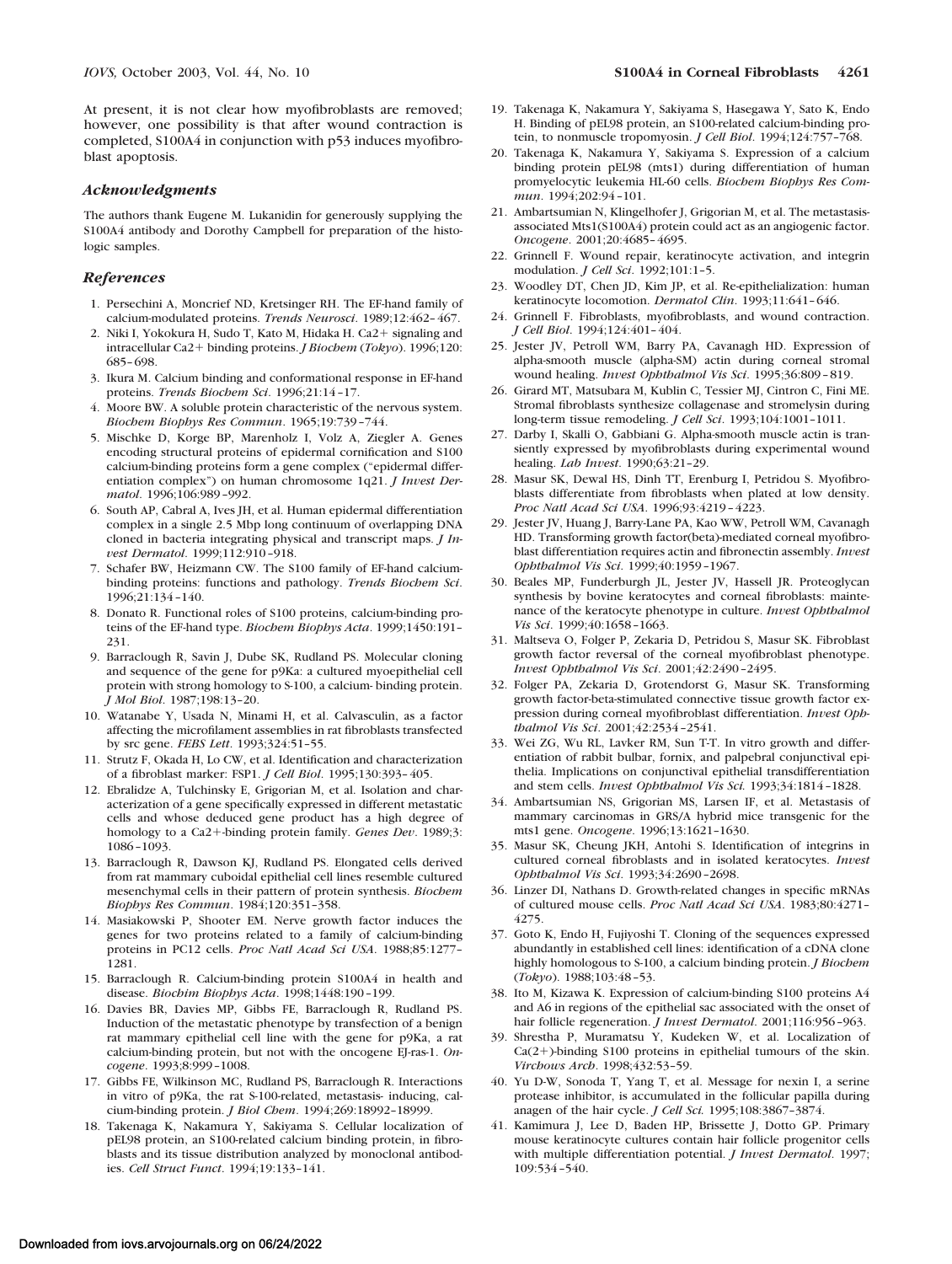At present, it is not clear how myofibroblasts are removed; however, one possibility is that after wound contraction is completed, S100A4 in conjunction with p53 induces myofibroblast apoptosis.

### *Acknowledgments*

The authors thank Eugene M. Lukanidin for generously supplying the S100A4 antibody and Dorothy Campbell for preparation of the histologic samples.

### *References*

1. Persechini A, Moncrief ND, Kretsinger RH. The EF-hand family of calcium-modulated proteins. *Trends Neurosci*. 1989;12:462–467.
2. Niki I, Yokokura H, Sudo T, Kato M, Hidaka H. Ca2+ signaling and intracellular Ca2+ binding proteins. *J Biochem* (*Tokyo*). 1996;120:685–698.
3. Ikura M. Calcium binding and conformational response in EF-hand proteins. *Trends Biochem Sci*. 1996;21:14–17.
4. Moore BW. A soluble protein characteristic of the nervous system. *Biochem Biophys Res Commun*. 1965;19:739–744.
5. Mischke D, Korge BP, Marenholz I, Volz A, Ziegler A. Genes encoding structural proteins of epidermal cornification and S100 calcium-binding proteins form a gene complex ("epidermal differentiation complex") on human chromosome 1q21. *J Invest Dermatol*. 1996;106:989–992.
6. South AP, Cabral A, Ives JH, et al. Human epidermal differentiation complex in a single 2.5 Mbp long continuum of overlapping DNA cloned in bacteria integrating physical and transcript maps. *J Invest Dermatol*. 1999;112:910–918.
7. Schafer BW, Heizmann CW. The S100 family of EF-hand calcium-binding proteins: functions and pathology. *Trends Biochem Sci*. 1996;21:134–140.
8. Donato R. Functional roles of S100 proteins, calcium-binding proteins of the EF-hand type. *Biochem Biophys Acta*. 1999;1450:191–231.
9. Barraclough R, Savin J, Dube SK, Rudland PS. Molecular cloning and sequence of the gene for p9Ka: a cultured myoepithelial cell protein with strong homology to S-100, a calcium- binding protein. *J Mol Biol*. 1987;198:13–20.
10. Watanabe Y, Usada N, Minami H, et al. Calvasculin, as a factor affecting the microfilament assemblies in rat fibroblasts transfected by src gene. *FEBS Lett*. 1993;324:51–55.
11. Strutz F, Okada H, Lo CW, et al. Identification and characterization of a fibroblast marker: FSP1. *J Cell Biol*. 1995;130:393–405.
12. Ebralidze A, Tulchinsky E, Grigorian M, et al. Isolation and characterization of a gene specifically expressed in different metastatic cells and whose deduced gene product has a high degree of homology to a Ca2+-binding protein family. *Genes Dev*. 1989;3:1086–1093.
13. Barraclough R, Dawson KJ, Rudland PS. Elongated cells derived from rat mammary cuboidal epithelial cell lines resemble cultured mesenchymal cells in their pattern of protein synthesis. *Biochem Biophys Res Commun*. 1984;120:351–358.
14. Masiakowski P, Shooter EM. Nerve growth factor induces the genes for two proteins related to a family of calcium-binding proteins in PC12 cells. *Proc Natl Acad Sci USA*. 1988;85:1277–1281.
15. Barraclough R. Calcium-binding protein S100A4 in health and disease. *Biochim Biophys Acta*. 1998;1448:190–199.
16. Davies BR, Davies MP, Gibbs FE, Barraclough R, Rudland PS. Induction of the metastatic phenotype by transfection of a benign rat mammary epithelial cell line with the gene for p9Ka, a rat calcium-binding protein, but not with the oncogene EJ-ras-1. *Oncogene*. 1993;8:999–1008.
17. Gibbs FE, Wilkinson MC, Rudland PS, Barraclough R. Interactions in vitro of p9Ka, the rat S-100-related, metastasis- inducing, calcium-binding protein. *J Biol Chem*. 1994;269:18992–18999.
18. Takenaga K, Nakamura Y, Sakiyama S. Cellular localization of pEL98 protein, an S100-related calcium binding protein, in fibroblasts and its tissue distribution analyzed by monoclonal antibodies. *Cell Struct Funct*. 1994;19:133–141.
19. Takenaga K, Nakamura Y, Sakiyama S, Hasegawa Y, Sato K, Endo H. Binding of pEL98 protein, an S100-related calcium-binding protein, to nonmuscle tropomyosin. *J Cell Biol*. 1994;124:757–768.
20. Takenaga K, Nakamura Y, Sakiyama S. Expression of a calcium binding protein pEL98 (mts1) during differentiation of human promyelocytic leukemia HL-60 cells. *Biochem Biophys Res Commun*. 1994;202:94–101.
21. Ambartsumian N, Klingelhofer J, Grigorian M, et al. The metastasis-associated Mts1(S100A4) protein could act as an angiogenic factor. *Oncogene*. 2001;20:4685–4695.
22. Grinnell F. Wound repair, keratinocyte activation, and integrin modulation. *J Cell Sci*. 1992;101:1–5.
23. Woodley DT, Chen JD, Kim JP, et al. Re-epithelialization: human keratinocyte locomotion. *Dermatol Clin*. 1993;11:641–646.
24. Grinnell F. Fibroblasts, myofibroblasts, and wound contraction. *J Cell Biol*. 1994;124:401–404.
25. Jester JV, Petroll WM, Barry PA, Cavanagh HD. Expression of alpha-smooth muscle (alpha-SM) actin during corneal stromal wound healing. *Invest Ophthalmol Vis Sci*. 1995;36:809–819.
26. Girard MT, Matsubara M, Kublin C, Tessier MJ, Cintron C, Fini ME. Stromal fibroblasts synthesize collagenase and stromelysin during long-term tissue remodeling. *J Cell Sci*. 1993;104:1001–1011.
27. Darby I, Skalli O, Gabbiani G. Alpha-smooth muscle actin is transiently expressed by myofibroblasts during experimental wound healing. *Lab Invest*. 1990;63:21–29.
28. Masur SK, Dewal HS, Dinh TT, Erenburg I, Petridou S. Myofibroblasts differentiate from fibroblasts when plated at low density. *Proc Natl Acad Sci USA*. 1996;93:4219–4223.
29. Jester JV, Huang J, Barry-Lane PA, Kao WW, Petroll WM, Cavanagh HD. Transforming growth factor(beta)-mediated corneal myofibroblast differentiation requires actin and fibronectin assembly. *Invest Ophthalmol Vis Sci*. 1999;40:1959–1967.
30. Beales MP, Funderburgh JL, Jester JV, Hassell JR. Proteoglycan synthesis by bovine keratocytes and corneal fibroblasts: maintenance of the keratocyte phenotype in culture. *Invest Ophthalmol Vis Sci*. 1999;40:1658–1663.
31. Maltseva O, Folger P, Zekaria D, Petridou S, Masur SK. Fibroblast growth factor reversal of the corneal myofibroblast phenotype. *Invest Ophthalmol Vis Sci*. 2001;42:2490–2495.
32. Folger PA, Zekaria D, Grotendorst G, Masur SK. Transforming growth factor-beta-stimulated connective tissue growth factor expression during corneal myofibroblast differentiation. *Invest Ophthalmol Vis Sci*. 2001;42:2534–2541.
33. Wei ZG, Wu RL, Lavker RM, Sun T-T. In vitro growth and differentiation of rabbit bulbar, fornix, and palpebral conjunctival epithelia. Implications on conjunctival epithelial transdifferentiation and stem cells. *Invest Ophthalmol Vis Sci.* 1993;34:1814–1828.
34. Ambartsumian NS, Grigorian MS, Larsen IF, et al. Metastasis of mammary carcinomas in GRS/A hybrid mice transgenic for the mts1 gene. *Oncogene*. 1996;13:1621–1630.
35. Masur SK, Cheung JKH, Antohi S. Identification of integrins in cultured corneal fibroblasts and in isolated keratocytes. *Invest Ophthalmol Vis Sci*. 1993;34:2690–2698.
36. Linzer DI, Nathans D. Growth-related changes in specific mRNAs of cultured mouse cells. *Proc Natl Acad Sci USA*. 1983;80:4271–4275.
37. Goto K, Endo H, Fujiyoshi T. Cloning of the sequences expressed abundantly in established cell lines: identification of a cDNA clone highly homologous to S-100, a calcium binding protein. *J Biochem* (*Tokyo*). 1988;103:48–53.
38. Ito M, Kizawa K. Expression of calcium-binding S100 proteins A4 and A6 in regions of the epithelial sac associated with the onset of hair follicle regeneration. *J Invest Dermatol*. 2001;116:956–963.
39. Shrestha P, Muramatsu Y, Kudeken W, et al. Localization of Ca(2+)-binding S100 proteins in epithelial tumours of the skin. *Virchows Arch*. 1998;432:53–59.
40. Yu D-W, Sonoda T, Yang T, et al. Message for nexin I, a serine protease inhibitor, is accumulated in the follicular papilla during anagen of the hair cycle. *J Cell Sci.* 1995;108:3867–3874.
41. Kamimura J, Lee D, Baden HP, Brissette J, Dotto GP. Primary mouse keratinocyte cultures contain hair follicle progenitor cells with multiple differentiation potential. *J Invest Dermatol*. 1997;109:534–540.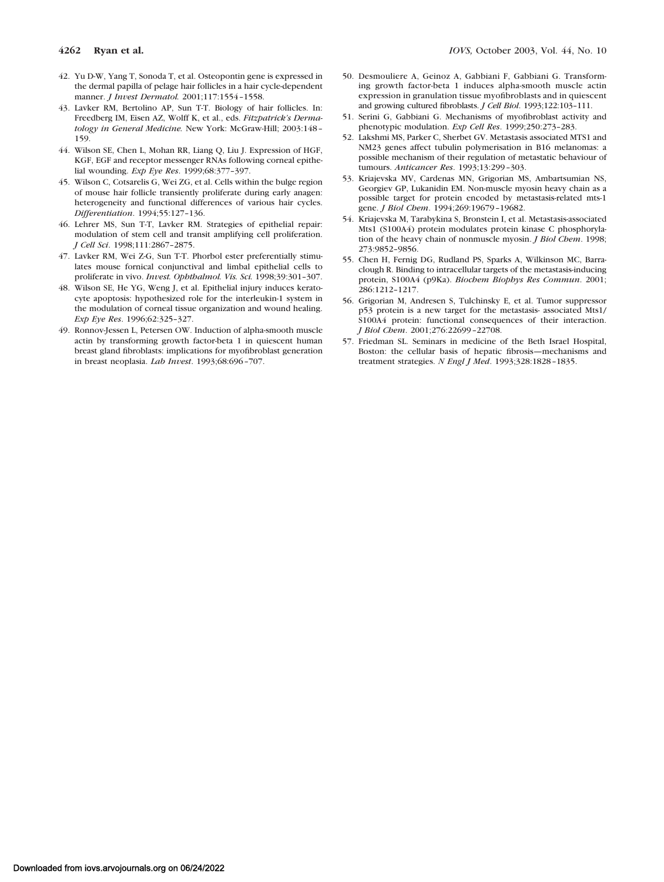42. Yu D-W, Yang T, Sonoda T, et al. Osteopontin gene is expressed in the dermal papilla of pelage hair follicles in a hair cycle-dependent manner. *J Invest Dermatol.* 2001;117:1554–1558.
43. Lavker RM, Bertolino AP, Sun T-T. Biology of hair follicles. In: Freedberg IM, Eisen AZ, Wolff K, et al., eds. *Fitzpatrick's Dermatology in General Medicine.* New York: McGraw-Hill; 2003:148–159.
44. Wilson SE, Chen L, Mohan RR, Liang Q, Liu J. Expression of HGF, KGF, EGF and receptor messenger RNAs following corneal epithelial wounding. *Exp Eye Res*. 1999;68:377–397.
45. Wilson C, Cotsarelis G, Wei ZG, et al. Cells within the bulge region of mouse hair follicle transiently proliferate during early anagen: heterogeneity and functional differences of various hair cycles. *Differentiation*. 1994;55:127–136.
46. Lehrer MS, Sun T-T, Lavker RM. Strategies of epithelial repair: modulation of stem cell and transit amplifying cell proliferation. *J Cell Sci*. 1998;111:2867–2875.
47. Lavker RM, Wei Z-G, Sun T-T. Phorbol ester preferentially stimulates mouse fornical conjunctival and limbal epithelial cells to proliferate in vivo. *Invest. Ophthalmol. Vis. Sci.* 1998;39:301–307.
48. Wilson SE, He YG, Weng J, et al. Epithelial injury induces keratocyte apoptosis: hypothesized role for the interleukin-1 system in the modulation of corneal tissue organization and wound healing. *Exp Eye Res*. 1996;62:325–327.
49. Ronnov-Jessen L, Petersen OW. Induction of alpha-smooth muscle actin by transforming growth factor-beta 1 in quiescent human breast gland fibroblasts: implications for myofibroblast generation in breast neoplasia. *Lab Invest*. 1993;68:696–707.
50. Desmouliere A, Geinoz A, Gabbiani F, Gabbiani G. Transforming growth factor-beta 1 induces alpha-smooth muscle actin expression in granulation tissue myofibroblasts and in quiescent and growing cultured fibroblasts. *J Cell Biol*. 1993;122:103–111.
51. Serini G, Gabbiani G. Mechanisms of myofibroblast activity and phenotypic modulation. *Exp Cell Res*. 1999;250:273–283.
52. Lakshmi MS, Parker C, Sherbet GV. Metastasis associated MTS1 and NM23 genes affect tubulin polymerisation in B16 melanomas: a possible mechanism of their regulation of metastatic behaviour of tumours. *Anticancer Res*. 1993;13:299–303.
53. Kriajevska MV, Cardenas MN, Grigorian MS, Ambartsumian NS, Georgiev GP, Lukanidin EM. Non-muscle myosin heavy chain as a possible target for protein encoded by metastasis-related mts-1 gene. *J Biol Chem*. 1994;269:19679–19682.
54. Kriajevska M, Tarabykina S, Bronstein I, et al. Metastasis-associated Mts1 (S100A4) protein modulates protein kinase C phosphorylation of the heavy chain of nonmuscle myosin. *J Biol Chem*. 1998; 273:9852–9856.
55. Chen H, Fernig DG, Rudland PS, Sparks A, Wilkinson MC, Barraclough R. Binding to intracellular targets of the metastasis-inducing protein, S100A4 (p9Ka). *Biochem Biophys Res Commun*. 2001; 286:1212–1217.
56. Grigorian M, Andresen S, Tulchinsky E, et al. Tumor suppressor p53 protein is a new target for the metastasis- associated Mts1/S100A4 protein: functional consequences of their interaction. *J Biol Chem*. 2001;276:22699–22708.
57. Friedman SL. Seminars in medicine of the Beth Israel Hospital, Boston: the cellular basis of hepatic fibrosis—mechanisms and treatment strategies. *N Engl J Med*. 1993;328:1828–1835.